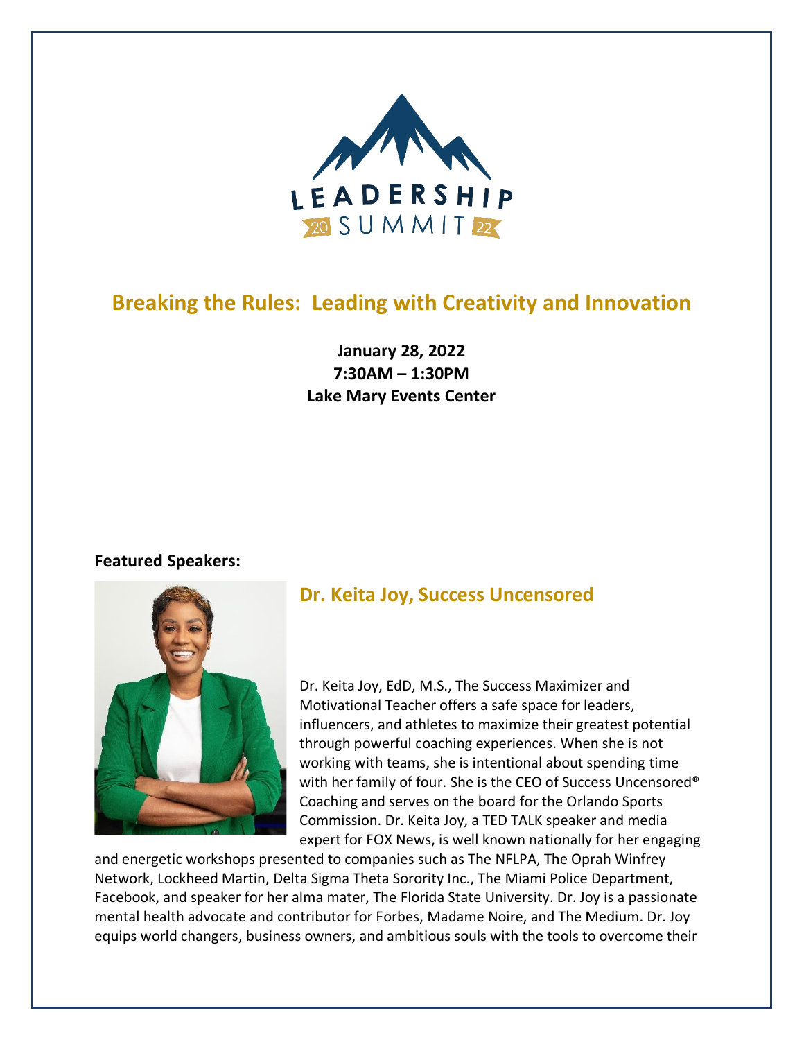LEADERSHIP
20 SUMMIT 22

# Breaking the Rules: Leading with Creativity and Innovation

**January 28, 2022**
**7:30AM – 1:30PM**
**Lake Mary Events Center**

**Featured Speakers:**

## Dr. Keita Joy, Success Uncensored

Dr. Keita Joy, EdD, M.S., The Success Maximizer and Motivational Teacher offers a safe space for leaders, influencers, and athletes to maximize their greatest potential through powerful coaching experiences. When she is not working with teams, she is intentional about spending time with her family of four. She is the CEO of Success Uncensored® Coaching and serves on the board for the Orlando Sports Commission. Dr. Keita Joy, a TED TALK speaker and media expert for FOX News, is well known nationally for her engaging and energetic workshops presented to companies such as The NFLPA, The Oprah Winfrey Network, Lockheed Martin, Delta Sigma Theta Sorority Inc., The Miami Police Department, Facebook, and speaker for her alma mater, The Florida State University. Dr. Joy is a passionate mental health advocate and contributor for Forbes, Madame Noire, and The Medium. Dr. Joy equips world changers, business owners, and ambitious souls with the tools to overcome their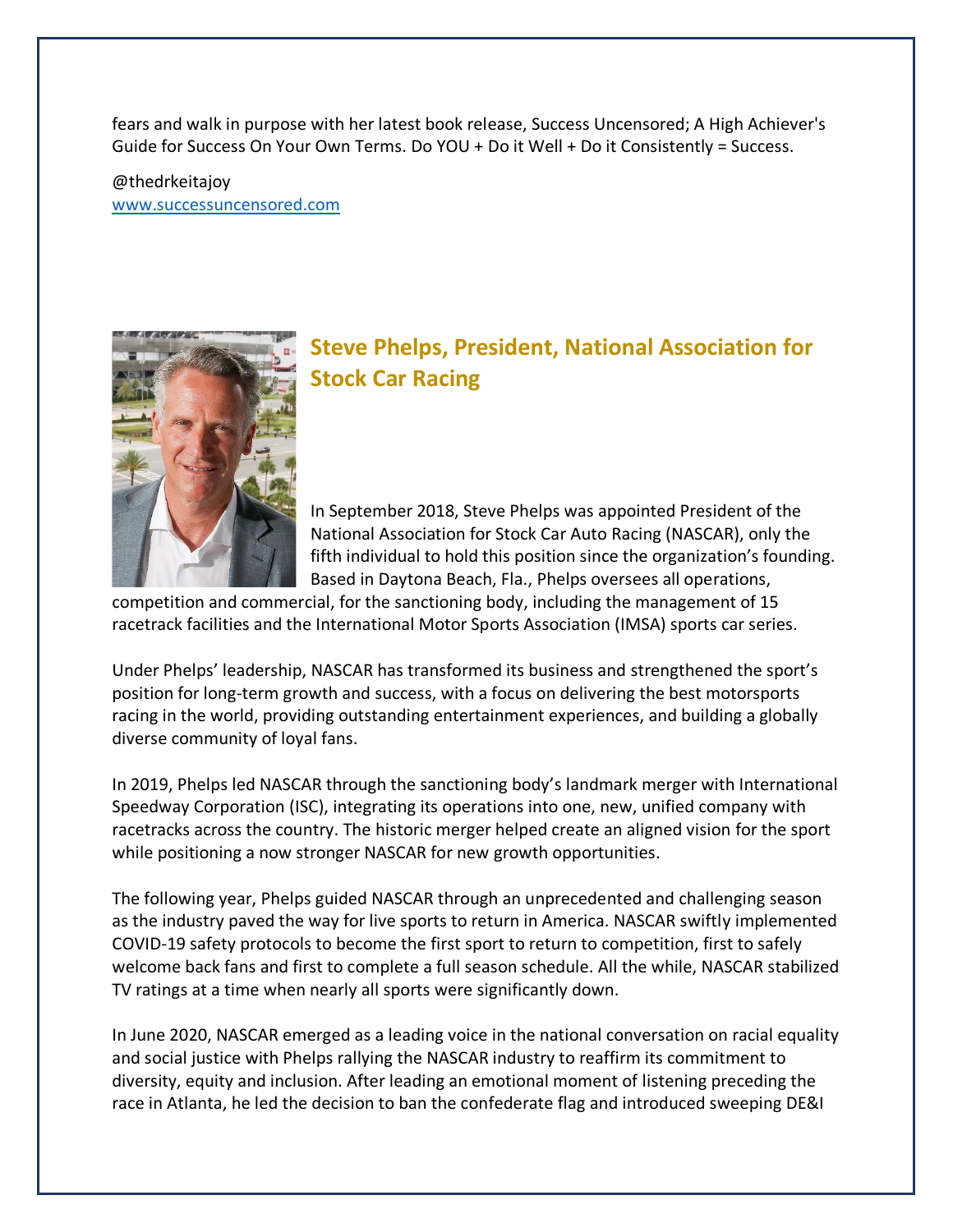fears and walk in purpose with her latest book release, Success Uncensored; A High Achiever's Guide for Success On Your Own Terms. Do YOU + Do it Well + Do it Consistently = Success.

@thedrkeitajoy
[www.successuncensored.com](http://www.successuncensored.com)

## Steve Phelps, President, National Association for Stock Car Racing

In September 2018, Steve Phelps was appointed President of the National Association for Stock Car Auto Racing (NASCAR), only the fifth individual to hold this position since the organization's founding. Based in Daytona Beach, Fla., Phelps oversees all operations, competition and commercial, for the sanctioning body, including the management of 15 racetrack facilities and the International Motor Sports Association (IMSA) sports car series.

Under Phelps' leadership, NASCAR has transformed its business and strengthened the sport's position for long-term growth and success, with a focus on delivering the best motorsports racing in the world, providing outstanding entertainment experiences, and building a globally diverse community of loyal fans.

In 2019, Phelps led NASCAR through the sanctioning body's landmark merger with International Speedway Corporation (ISC), integrating its operations into one, new, unified company with racetracks across the country. The historic merger helped create an aligned vision for the sport while positioning a now stronger NASCAR for new growth opportunities.

The following year, Phelps guided NASCAR through an unprecedented and challenging season as the industry paved the way for live sports to return in America. NASCAR swiftly implemented COVID-19 safety protocols to become the first sport to return to competition, first to safely welcome back fans and first to complete a full season schedule. All the while, NASCAR stabilized TV ratings at a time when nearly all sports were significantly down.

In June 2020, NASCAR emerged as a leading voice in the national conversation on racial equality and social justice with Phelps rallying the NASCAR industry to reaffirm its commitment to diversity, equity and inclusion. After leading an emotional moment of listening preceding the race in Atlanta, he led the decision to ban the confederate flag and introduced sweeping DE&I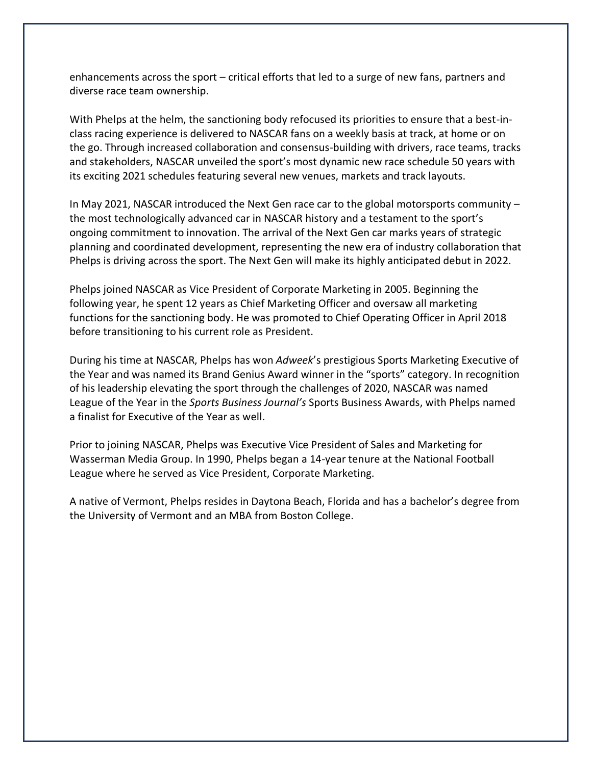enhancements across the sport – critical efforts that led to a surge of new fans, partners and diverse race team ownership.

With Phelps at the helm, the sanctioning body refocused its priorities to ensure that a best-in-class racing experience is delivered to NASCAR fans on a weekly basis at track, at home or on the go. Through increased collaboration and consensus-building with drivers, race teams, tracks and stakeholders, NASCAR unveiled the sport's most dynamic new race schedule 50 years with its exciting 2021 schedules featuring several new venues, markets and track layouts.

In May 2021, NASCAR introduced the Next Gen race car to the global motorsports community – the most technologically advanced car in NASCAR history and a testament to the sport's ongoing commitment to innovation. The arrival of the Next Gen car marks years of strategic planning and coordinated development, representing the new era of industry collaboration that Phelps is driving across the sport. The Next Gen will make its highly anticipated debut in 2022.

Phelps joined NASCAR as Vice President of Corporate Marketing in 2005. Beginning the following year, he spent 12 years as Chief Marketing Officer and oversaw all marketing functions for the sanctioning body. He was promoted to Chief Operating Officer in April 2018 before transitioning to his current role as President.

During his time at NASCAR, Phelps has won *Adweek*'s prestigious Sports Marketing Executive of the Year and was named its Brand Genius Award winner in the "sports" category. In recognition of his leadership elevating the sport through the challenges of 2020, NASCAR was named League of the Year in the *Sports Business Journal's* Sports Business Awards, with Phelps named a finalist for Executive of the Year as well.

Prior to joining NASCAR, Phelps was Executive Vice President of Sales and Marketing for Wasserman Media Group. In 1990, Phelps began a 14-year tenure at the National Football League where he served as Vice President, Corporate Marketing.

A native of Vermont, Phelps resides in Daytona Beach, Florida and has a bachelor's degree from the University of Vermont and an MBA from Boston College.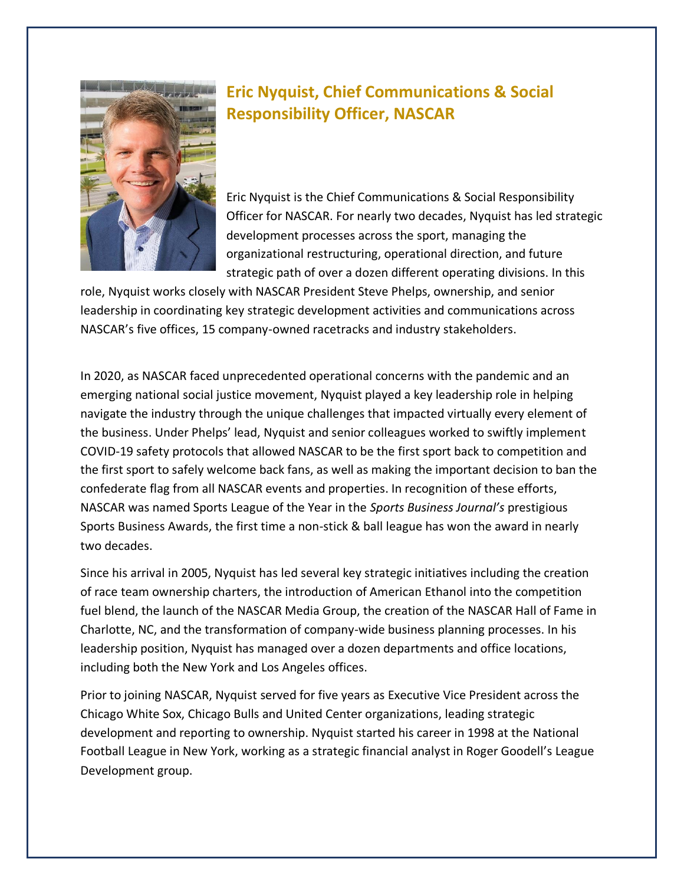## Eric Nyquist, Chief Communications & Social Responsibility Officer, NASCAR

Eric Nyquist is the Chief Communications & Social Responsibility Officer for NASCAR. For nearly two decades, Nyquist has led strategic development processes across the sport, managing the organizational restructuring, operational direction, and future strategic path of over a dozen different operating divisions. In this role, Nyquist works closely with NASCAR President Steve Phelps, ownership, and senior leadership in coordinating key strategic development activities and communications across NASCAR's five offices, 15 company-owned racetracks and industry stakeholders.

In 2020, as NASCAR faced unprecedented operational concerns with the pandemic and an emerging national social justice movement, Nyquist played a key leadership role in helping navigate the industry through the unique challenges that impacted virtually every element of the business. Under Phelps' lead, Nyquist and senior colleagues worked to swiftly implement COVID-19 safety protocols that allowed NASCAR to be the first sport back to competition and the first sport to safely welcome back fans, as well as making the important decision to ban the confederate flag from all NASCAR events and properties. In recognition of these efforts, NASCAR was named Sports League of the Year in the *Sports Business Journal's* prestigious Sports Business Awards, the first time a non-stick & ball league has won the award in nearly two decades.

Since his arrival in 2005, Nyquist has led several key strategic initiatives including the creation of race team ownership charters, the introduction of American Ethanol into the competition fuel blend, the launch of the NASCAR Media Group, the creation of the NASCAR Hall of Fame in Charlotte, NC, and the transformation of company-wide business planning processes. In his leadership position, Nyquist has managed over a dozen departments and office locations, including both the New York and Los Angeles offices.

Prior to joining NASCAR, Nyquist served for five years as Executive Vice President across the Chicago White Sox, Chicago Bulls and United Center organizations, leading strategic development and reporting to ownership. Nyquist started his career in 1998 at the National Football League in New York, working as a strategic financial analyst in Roger Goodell's League Development group.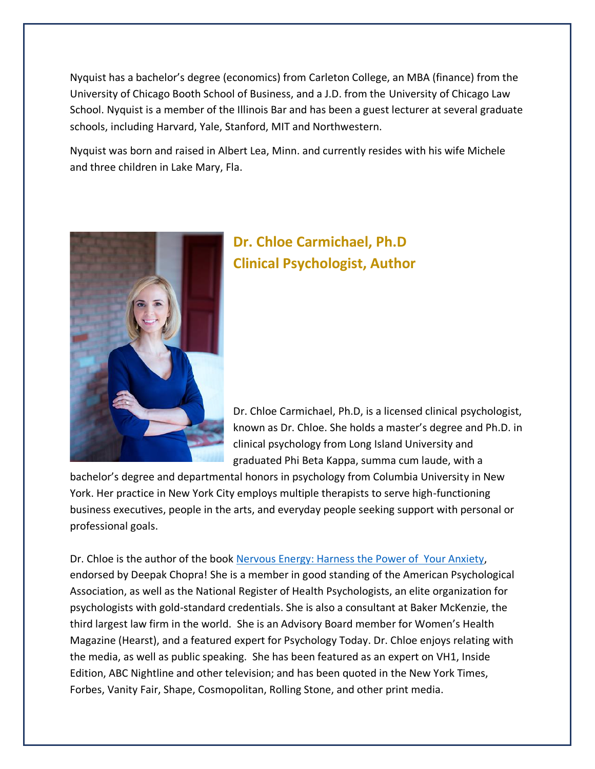Nyquist has a bachelor's degree (economics) from Carleton College, an MBA (finance) from the University of Chicago Booth School of Business, and a J.D. from the University of Chicago Law School. Nyquist is a member of the Illinois Bar and has been a guest lecturer at several graduate schools, including Harvard, Yale, Stanford, MIT and Northwestern.

Nyquist was born and raised in Albert Lea, Minn. and currently resides with his wife Michele and three children in Lake Mary, Fla.

## Dr. Chloe Carmichael, Ph.D
## Clinical Psychologist, Author

Dr. Chloe Carmichael, Ph.D, is a licensed clinical psychologist, known as Dr. Chloe. She holds a master's degree and Ph.D. in clinical psychology from Long Island University and graduated Phi Beta Kappa, summa cum laude, with a bachelor's degree and departmental honors in psychology from Columbia University in New York. Her practice in New York City employs multiple therapists to serve high-functioning business executives, people in the arts, and everyday people seeking support with personal or professional goals.

Dr. Chloe is the author of the book [Nervous Energy: Harness the Power of Your Anxiety](), endorsed by Deepak Chopra! She is a member in good standing of the American Psychological Association, as well as the National Register of Health Psychologists, an elite organization for psychologists with gold-standard credentials. She is also a consultant at Baker McKenzie, the third largest law firm in the world. She is an Advisory Board member for Women's Health Magazine (Hearst), and a featured expert for Psychology Today. Dr. Chloe enjoys relating with the media, as well as public speaking. She has been featured as an expert on VH1, Inside Edition, ABC Nightline and other television; and has been quoted in the New York Times, Forbes, Vanity Fair, Shape, Cosmopolitan, Rolling Stone, and other print media.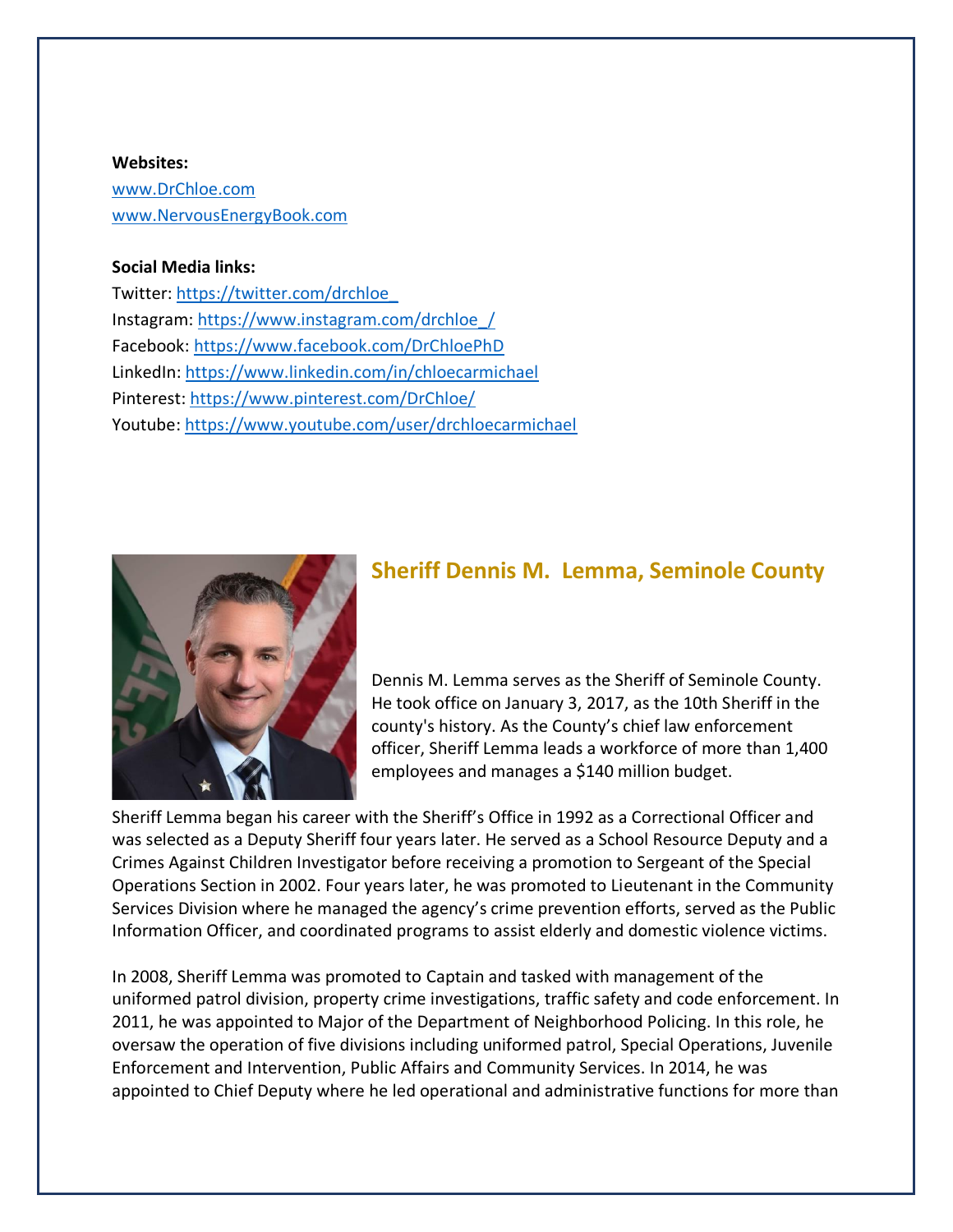**Websites:**
[www.DrChloe.com](http://www.DrChloe.com)
[www.NervousEnergyBook.com](http://www.NervousEnergyBook.com)

**Social Media links:**
Twitter: https://twitter.com/drchloe_
Instagram: https://www.instagram.com/drchloe_/
Facebook: https://www.facebook.com/DrChloePhD
LinkedIn: https://www.linkedin.com/in/chloecarmichael
Pinterest: https://www.pinterest.com/DrChloe/
Youtube: https://www.youtube.com/user/drchloecarmichael

## Sheriff Dennis M. Lemma, Seminole County

Dennis M. Lemma serves as the Sheriff of Seminole County. He took office on January 3, 2017, as the 10th Sheriff in the county's history. As the County's chief law enforcement officer, Sheriff Lemma leads a workforce of more than 1,400 employees and manages a $140 million budget.

Sheriff Lemma began his career with the Sheriff's Office in 1992 as a Correctional Officer and was selected as a Deputy Sheriff four years later. He served as a School Resource Deputy and a Crimes Against Children Investigator before receiving a promotion to Sergeant of the Special Operations Section in 2002. Four years later, he was promoted to Lieutenant in the Community Services Division where he managed the agency's crime prevention efforts, served as the Public Information Officer, and coordinated programs to assist elderly and domestic violence victims.

In 2008, Sheriff Lemma was promoted to Captain and tasked with management of the uniformed patrol division, property crime investigations, traffic safety and code enforcement. In 2011, he was appointed to Major of the Department of Neighborhood Policing. In this role, he oversaw the operation of five divisions including uniformed patrol, Special Operations, Juvenile Enforcement and Intervention, Public Affairs and Community Services. In 2014, he was appointed to Chief Deputy where he led operational and administrative functions for more than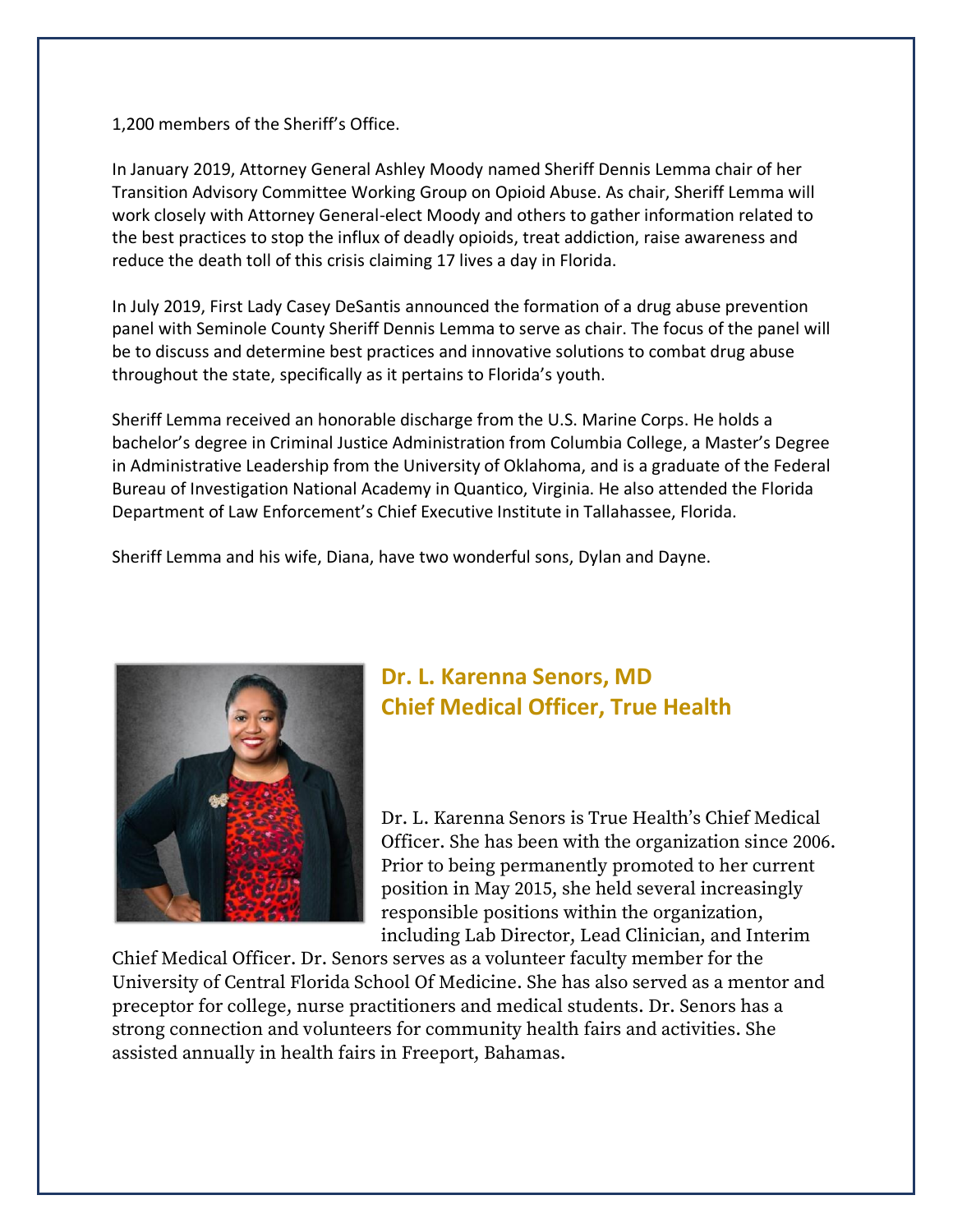1,200 members of the Sheriff's Office.

In January 2019, Attorney General Ashley Moody named Sheriff Dennis Lemma chair of her Transition Advisory Committee Working Group on Opioid Abuse. As chair, Sheriff Lemma will work closely with Attorney General-elect Moody and others to gather information related to the best practices to stop the influx of deadly opioids, treat addiction, raise awareness and reduce the death toll of this crisis claiming 17 lives a day in Florida.

In July 2019, First Lady Casey DeSantis announced the formation of a drug abuse prevention panel with Seminole County Sheriff Dennis Lemma to serve as chair. The focus of the panel will be to discuss and determine best practices and innovative solutions to combat drug abuse throughout the state, specifically as it pertains to Florida's youth.

Sheriff Lemma received an honorable discharge from the U.S. Marine Corps. He holds a bachelor's degree in Criminal Justice Administration from Columbia College, a Master's Degree in Administrative Leadership from the University of Oklahoma, and is a graduate of the Federal Bureau of Investigation National Academy in Quantico, Virginia. He also attended the Florida Department of Law Enforcement's Chief Executive Institute in Tallahassee, Florida.

Sheriff Lemma and his wife, Diana, have two wonderful sons, Dylan and Dayne.

## Dr. L. Karenna Senors, MD
## Chief Medical Officer, True Health

Dr. L. Karenna Senors is True Health's Chief Medical Officer. She has been with the organization since 2006. Prior to being permanently promoted to her current position in May 2015, she held several increasingly responsible positions within the organization, including Lab Director, Lead Clinician, and Interim Chief Medical Officer. Dr. Senors serves as a volunteer faculty member for the University of Central Florida School Of Medicine. She has also served as a mentor and preceptor for college, nurse practitioners and medical students. Dr. Senors has a strong connection and volunteers for community health fairs and activities. She assisted annually in health fairs in Freeport, Bahamas.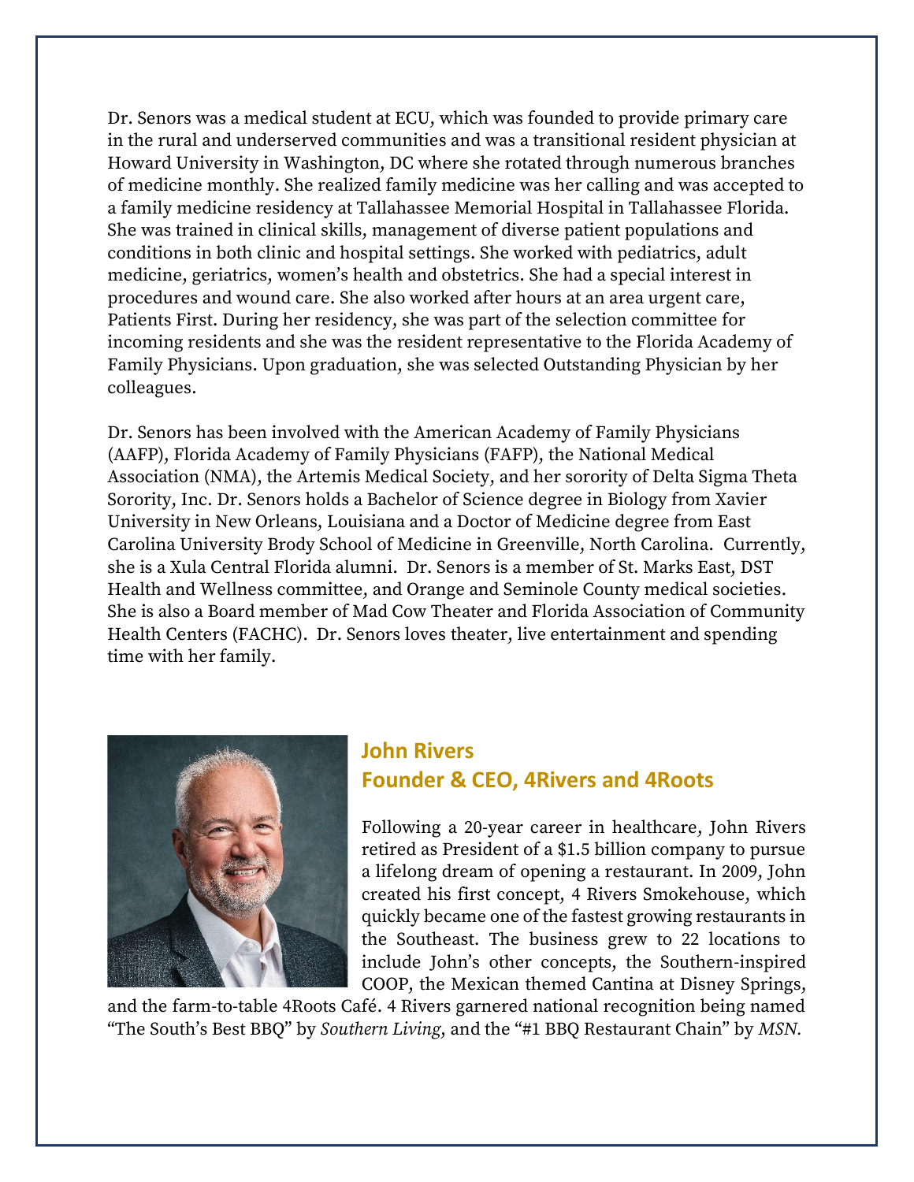Dr. Senors was a medical student at ECU, which was founded to provide primary care in the rural and underserved communities and was a transitional resident physician at Howard University in Washington, DC where she rotated through numerous branches of medicine monthly. She realized family medicine was her calling and was accepted to a family medicine residency at Tallahassee Memorial Hospital in Tallahassee Florida. She was trained in clinical skills, management of diverse patient populations and conditions in both clinic and hospital settings. She worked with pediatrics, adult medicine, geriatrics, women's health and obstetrics. She had a special interest in procedures and wound care. She also worked after hours at an area urgent care, Patients First. During her residency, she was part of the selection committee for incoming residents and she was the resident representative to the Florida Academy of Family Physicians. Upon graduation, she was selected Outstanding Physician by her colleagues.

Dr. Senors has been involved with the American Academy of Family Physicians (AAFP), Florida Academy of Family Physicians (FAFP), the National Medical Association (NMA), the Artemis Medical Society, and her sorority of Delta Sigma Theta Sorority, Inc. Dr. Senors holds a Bachelor of Science degree in Biology from Xavier University in New Orleans, Louisiana and a Doctor of Medicine degree from East Carolina University Brody School of Medicine in Greenville, North Carolina. Currently, she is a Xula Central Florida alumni. Dr. Senors is a member of St. Marks East, DST Health and Wellness committee, and Orange and Seminole County medical societies. She is also a Board member of Mad Cow Theater and Florida Association of Community Health Centers (FACHC). Dr. Senors loves theater, live entertainment and spending time with her family.

## John Rivers
## Founder & CEO, 4Rivers and 4Roots

Following a 20-year career in healthcare, John Rivers retired as President of a $1.5 billion company to pursue a lifelong dream of opening a restaurant. In 2009, John created his first concept, 4 Rivers Smokehouse, which quickly became one of the fastest growing restaurants in the Southeast. The business grew to 22 locations to include John's other concepts, the Southern-inspired COOP, the Mexican themed Cantina at Disney Springs, and the farm-to-table 4Roots Café. 4 Rivers garnered national recognition being named "The South's Best BBQ" by *Southern Living*, and the "#1 BBQ Restaurant Chain" by *MSN*.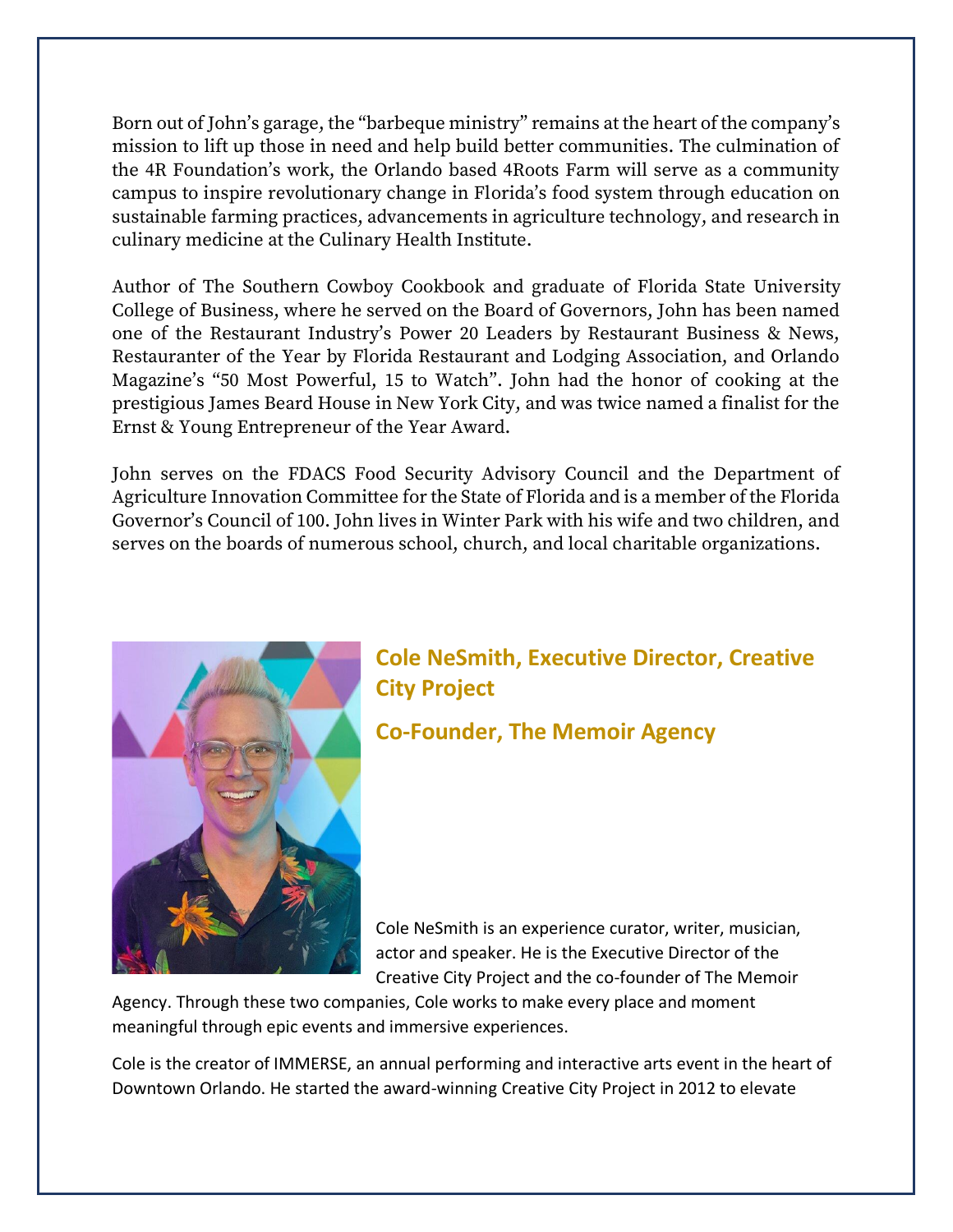Born out of John's garage, the "barbeque ministry" remains at the heart of the company's mission to lift up those in need and help build better communities. The culmination of the 4R Foundation's work, the Orlando based 4Roots Farm will serve as a community campus to inspire revolutionary change in Florida's food system through education on sustainable farming practices, advancements in agriculture technology, and research in culinary medicine at the Culinary Health Institute.

Author of The Southern Cowboy Cookbook and graduate of Florida State University College of Business, where he served on the Board of Governors, John has been named one of the Restaurant Industry's Power 20 Leaders by Restaurant Business & News, Restauranter of the Year by Florida Restaurant and Lodging Association, and Orlando Magazine's "50 Most Powerful, 15 to Watch". John had the honor of cooking at the prestigious James Beard House in New York City, and was twice named a finalist for the Ernst & Young Entrepreneur of the Year Award.

John serves on the FDACS Food Security Advisory Council and the Department of Agriculture Innovation Committee for the State of Florida and is a member of the Florida Governor's Council of 100. John lives in Winter Park with his wife and two children, and serves on the boards of numerous school, church, and local charitable organizations.

## Cole NeSmith, Executive Director, Creative City Project

## Co-Founder, The Memoir Agency

Cole NeSmith is an experience curator, writer, musician, actor and speaker. He is the Executive Director of the Creative City Project and the co-founder of The Memoir Agency. Through these two companies, Cole works to make every place and moment meaningful through epic events and immersive experiences.

Cole is the creator of IMMERSE, an annual performing and interactive arts event in the heart of Downtown Orlando. He started the award-winning Creative City Project in 2012 to elevate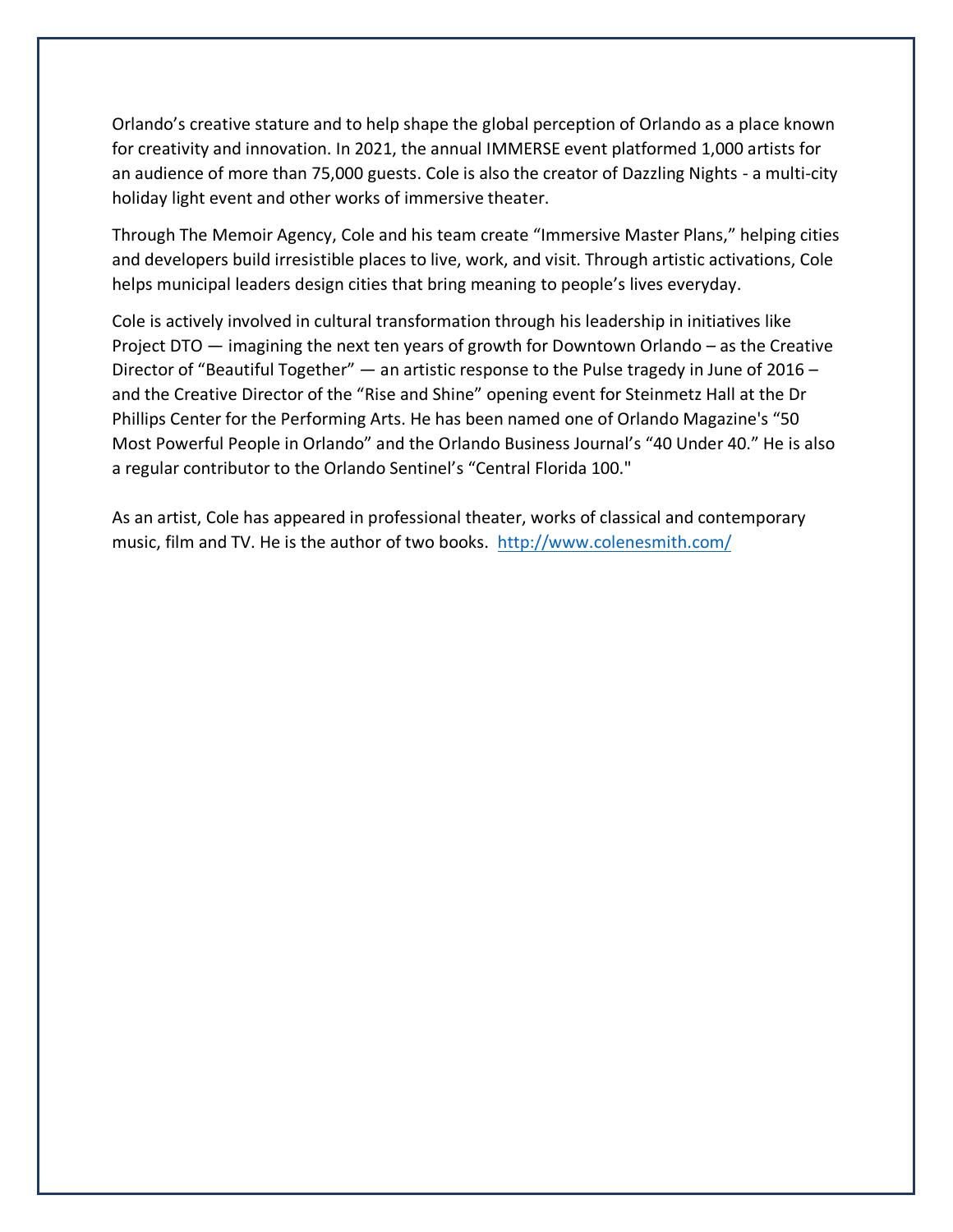Orlando's creative stature and to help shape the global perception of Orlando as a place known for creativity and innovation. In 2021, the annual IMMERSE event platformed 1,000 artists for an audience of more than 75,000 guests. Cole is also the creator of Dazzling Nights - a multi-city holiday light event and other works of immersive theater.

Through The Memoir Agency, Cole and his team create "Immersive Master Plans," helping cities and developers build irresistible places to live, work, and visit. Through artistic activations, Cole helps municipal leaders design cities that bring meaning to people's lives everyday.

Cole is actively involved in cultural transformation through his leadership in initiatives like Project DTO — imagining the next ten years of growth for Downtown Orlando – as the Creative Director of "Beautiful Together" — an artistic response to the Pulse tragedy in June of 2016 – and the Creative Director of the "Rise and Shine" opening event for Steinmetz Hall at the Dr Phillips Center for the Performing Arts. He has been named one of Orlando Magazine's "50 Most Powerful People in Orlando" and the Orlando Business Journal's "40 Under 40." He is also a regular contributor to the Orlando Sentinel's "Central Florida 100."

As an artist, Cole has appeared in professional theater, works of classical and contemporary music, film and TV. He is the author of two books. http://www.colenesmith.com/